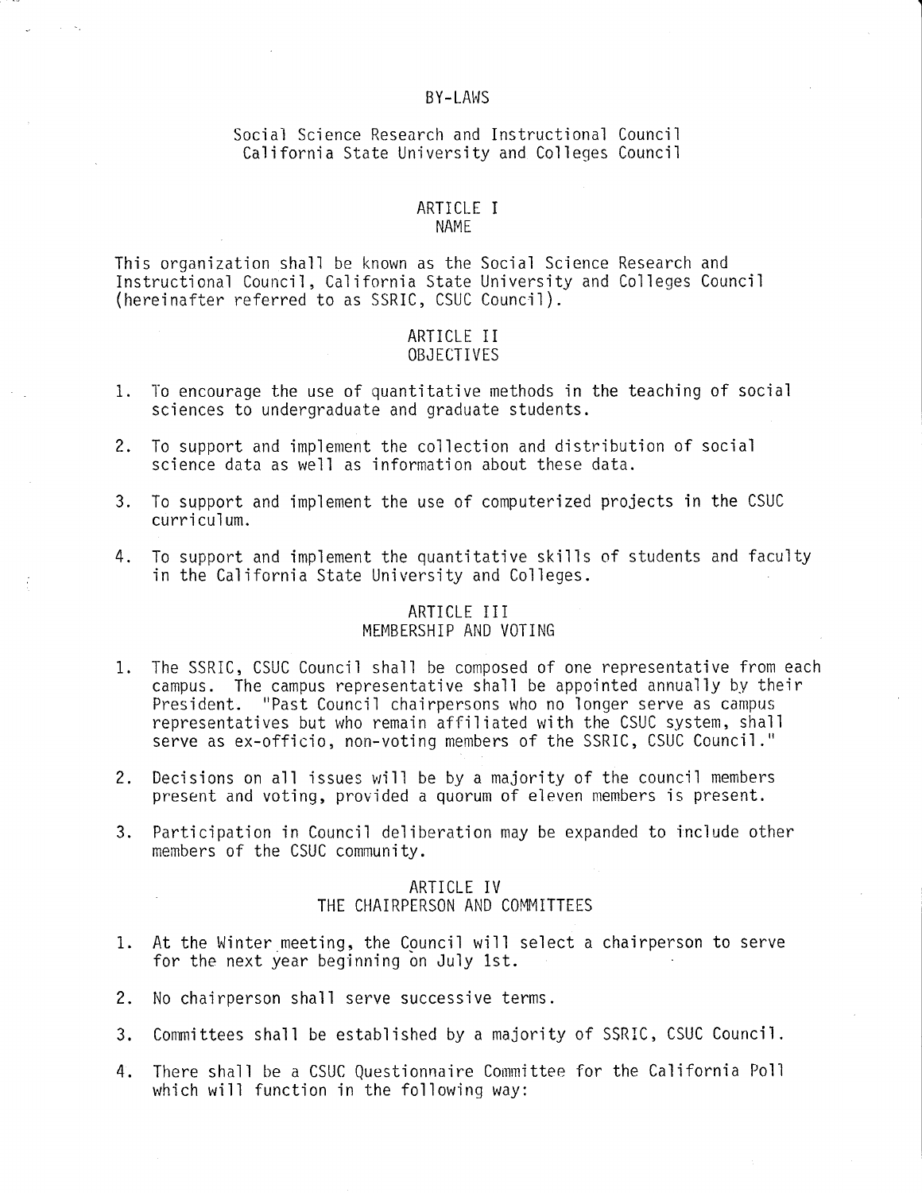# BY-LAWS

Social Science Research and Instructional Council
California State University and Colleges Council

## ARTICLE I
## NAME

This organization shall be known as the Social Science Research and Instructional Council, California State University and Colleges Council (hereinafter referred to as SSRIC, CSUC Council).

## ARTICLE II
## OBJECTIVES

1. To encourage the use of quantitative methods in the teaching of social sciences to undergraduate and graduate students.

2. To support and implement the collection and distribution of social science data as well as information about these data.

3. To support and implement the use of computerized projects in the CSUC curriculum.

4. To support and implement the quantitative skills of students and faculty in the California State University and Colleges.

## ARTICLE III
## MEMBERSHIP AND VOTING

1. The SSRIC, CSUC Council shall be composed of one representative from each campus. The campus representative shall be appointed annually by their President. "Past Council chairpersons who no longer serve as campus representatives but who remain affiliated with the CSUC system, shall serve as ex-officio, non-voting members of the SSRIC, CSUC Council."

2. Decisions on all issues will be by a majority of the council members present and voting, provided a quorum of eleven members is present.

3. Participation in Council deliberation may be expanded to include other members of the CSUC community.

## ARTICLE IV
## THE CHAIRPERSON AND COMMITTEES

1. At the Winter meeting, the Council will select a chairperson to serve for the next year beginning on July 1st.

2. No chairperson shall serve successive terms.

3. Committees shall be established by a majority of SSRIC, CSUC Council.

4. There shall be a CSUC Questionnaire Committee for the California Poll which will function in the following way: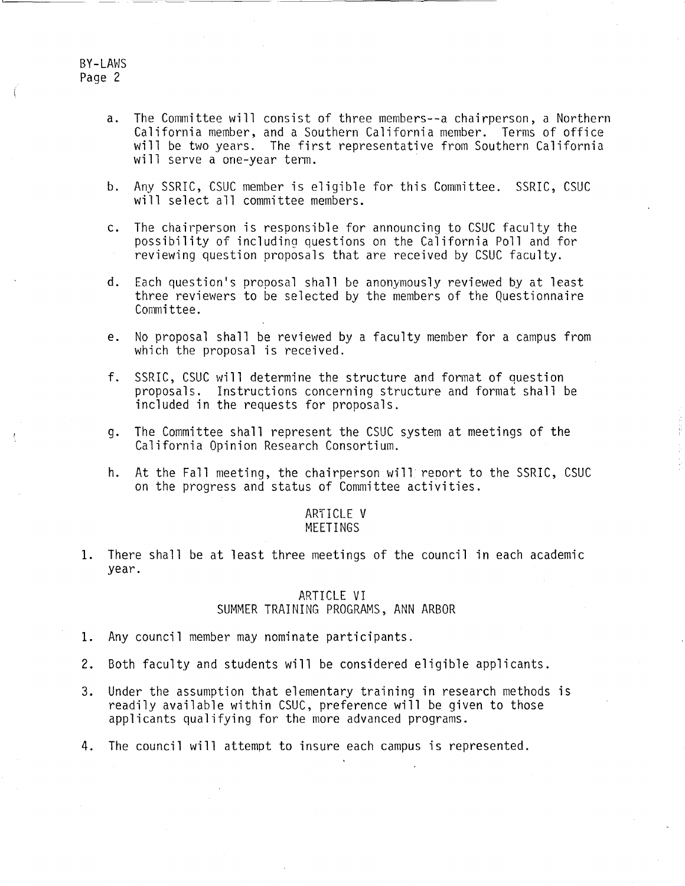a. The Committee will consist of three members--a chairperson, a Northern California member, and a Southern California member. Terms of office will be two years. The first representative from Southern California will serve a one-year term.

b. Any SSRIC, CSUC member is eligible for this Committee. SSRIC, CSUC will select all committee members.

c. The chairperson is responsible for announcing to CSUC faculty the possibility of including questions on the California Poll and for reviewing question proposals that are received by CSUC faculty.

d. Each question's proposal shall be anonymously reviewed by at least three reviewers to be selected by the members of the Questionnaire Committee.

e. No proposal shall be reviewed by a faculty member for a campus from which the proposal is received.

f. SSRIC, CSUC will determine the structure and format of question proposals. Instructions concerning structure and format shall be included in the requests for proposals.

g. The Committee shall represent the CSUC system at meetings of the California Opinion Research Consortium.

h. At the Fall meeting, the chairperson will report to the SSRIC, CSUC on the progress and status of Committee activities.

## ARTICLE V
## MEETINGS

1. There shall be at least three meetings of the council in each academic year.

## ARTICLE VI
## SUMMER TRAINING PROGRAMS, ANN ARBOR

1. Any council member may nominate participants.

2. Both faculty and students will be considered eligible applicants.

3. Under the assumption that elementary training in research methods is readily available within CSUC, preference will be given to those applicants qualifying for the more advanced programs.

4. The council will attempt to insure each campus is represented.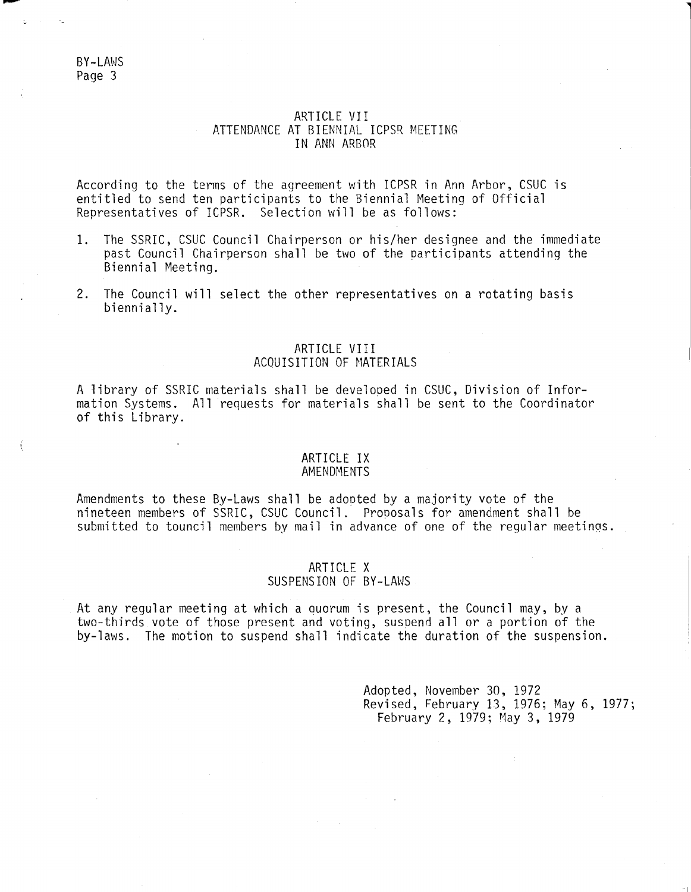## ARTICLE VII
## ATTENDANCE AT BIENNIAL ICPSR MEETING IN ANN ARBOR

According to the terms of the agreement with ICPSR in Ann Arbor, CSUC is entitled to send ten participants to the Biennial Meeting of Official Representatives of ICPSR. Selection will be as follows:

1. The SSRIC, CSUC Council Chairperson or his/her designee and the immediate past Council Chairperson shall be two of the participants attending the Biennial Meeting.

2. The Council will select the other representatives on a rotating basis biennially.

## ARTICLE VIII
## ACQUISITION OF MATERIALS

A library of SSRIC materials shall be developed in CSUC, Division of Information Systems. All requests for materials shall be sent to the Coordinator of this Library.

## ARTICLE IX
## AMENDMENTS

Amendments to these By-Laws shall be adopted by a majority vote of the nineteen members of SSRIC, CSUC Council. Proposals for amendment shall be submitted to touncil members by mail in advance of one of the regular meetings.

## ARTICLE X
## SUSPENSION OF BY-LAWS

At any regular meeting at which a quorum is present, the Council may, by a two-thirds vote of those present and voting, suspend all or a portion of the by-laws. The motion to suspend shall indicate the duration of the suspension.

Adopted, November 30, 1972
Revised, February 13, 1976; May 6, 1977; February 2, 1979; May 3, 1979